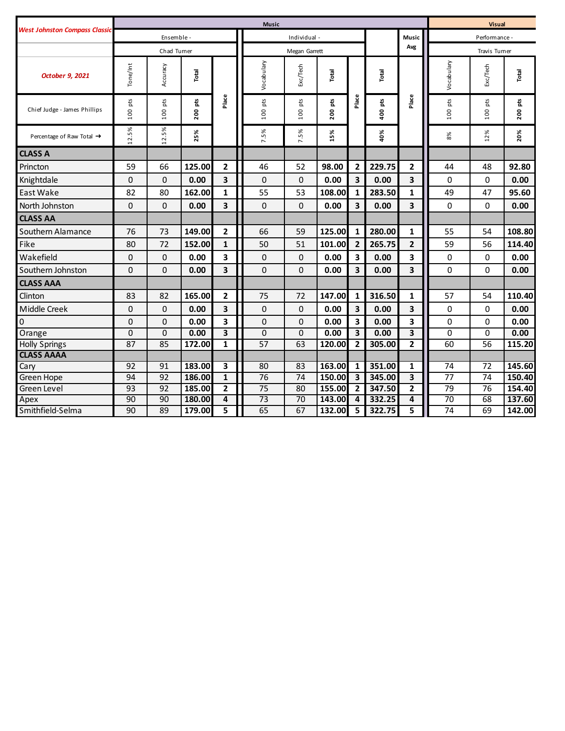| West Johnston Compass Classic | Music | | | | | | | | | | | Visual | | |
|---|---|---|---|---|---|---|---|---|---|---|---|---|---|---|
| | Ensemble - | | | | Individual - | | | | | Music Avg | | Performance - | | |
| | Chad Turner | | | | Megan Garrett | | | | | | | Travis Turner | | |
| October 9, 2021 | Tone/Int | Accuracy | Total | Place | Vocabulary | Exc/Tech | Total | Place | Total | Place | | Vocabulary | Exc/Tech | Total |
| Chief Judge - James Phillips | 100 pts | 100 pts | 200 pts | | 100 pts | 100 pts | 200 pts | | 400 pts | | | 100 pts | 100 pts | 200 pts |
| Percentage of Raw Total → | 12.5% | 12.5% | 25% | | 7.5% | 7.5% | 15% | | 40% | | | 8% | 12% | 20% |
| **CLASS A** | | | | | | | | | | | | | | |
| Princton | 59 | 66 | 125.00 | 2 | 46 | 52 | 98.00 | 2 | 229.75 | 2 | | 44 | 48 | 92.80 |
| Knightdale | 0 | 0 | 0.00 | 3 | 0 | 0 | 0.00 | 3 | 0.00 | 3 | | 0 | 0 | 0.00 |
| East Wake | 82 | 80 | 162.00 | 1 | 55 | 53 | 108.00 | 1 | 283.50 | 1 | | 49 | 47 | 95.60 |
| North Johnston | 0 | 0 | 0.00 | 3 | 0 | 0 | 0.00 | 3 | 0.00 | 3 | | 0 | 0 | 0.00 |
| **CLASS AA** | | | | | | | | | | | | | | |
| Southern Alamance | 76 | 73 | 149.00 | 2 | 66 | 59 | 125.00 | 1 | 280.00 | 1 | | 55 | 54 | 108.80 |
| Fike | 80 | 72 | 152.00 | 1 | 50 | 51 | 101.00 | 2 | 265.75 | 2 | | 59 | 56 | 114.40 |
| Wakefield | 0 | 0 | 0.00 | 3 | 0 | 0 | 0.00 | 3 | 0.00 | 3 | | 0 | 0 | 0.00 |
| Southern Johnston | 0 | 0 | 0.00 | 3 | 0 | 0 | 0.00 | 3 | 0.00 | 3 | | 0 | 0 | 0.00 |
| **CLASS AAA** | | | | | | | | | | | | | | |
| Clinton | 83 | 82 | 165.00 | 2 | 75 | 72 | 147.00 | 1 | 316.50 | 1 | | 57 | 54 | 110.40 |
| Middle Creek | 0 | 0 | 0.00 | 3 | 0 | 0 | 0.00 | 3 | 0.00 | 3 | | 0 | 0 | 0.00 |
| 0 | 0 | 0 | 0.00 | 3 | 0 | 0 | 0.00 | 3 | 0.00 | 3 | | 0 | 0 | 0.00 |
| Orange | 0 | 0 | 0.00 | 3 | 0 | 0 | 0.00 | 3 | 0.00 | 3 | | 0 | 0 | 0.00 |
| Holly Springs | 87 | 85 | 172.00 | 1 | 57 | 63 | 120.00 | 2 | 305.00 | 2 | | 60 | 56 | 115.20 |
| **CLASS AAAA** | | | | | | | | | | | | | | |
| Cary | 92 | 91 | 183.00 | 3 | 80 | 83 | 163.00 | 1 | 351.00 | 1 | | 74 | 72 | 145.60 |
| Green Hope | 94 | 92 | 186.00 | 1 | 76 | 74 | 150.00 | 3 | 345.00 | 3 | | 77 | 74 | 150.40 |
| Green Level | 93 | 92 | 185.00 | 2 | 75 | 80 | 155.00 | 2 | 347.50 | 2 | | 79 | 76 | 154.40 |
| Apex | 90 | 90 | 180.00 | 4 | 73 | 70 | 143.00 | 4 | 332.25 | 4 | | 70 | 68 | 137.60 |
| Smithfield-Selma | 90 | 89 | 179.00 | 5 | 65 | 67 | 132.00 | 5 | 322.75 | 5 | | 74 | 69 | 142.00 |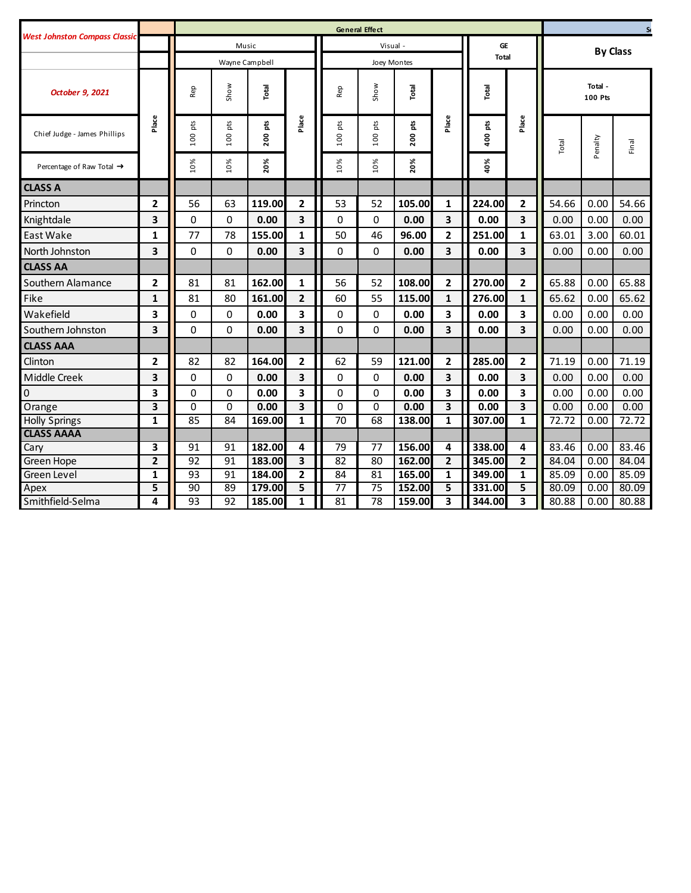| West Johnston Compass Classic | | General Effect | | | | | | | | | | By Class | | |
|---|---|---|---|---|---|---|---|---|---|---|---|---|---|---|
| | | Music | | | | Visual - | | | | GE Total | | | | |
| | | Wayne Campbell | | | | Joey Montes | | | | | | | | |
| October 9, 2021 | Place | Rep | Show | Total | Place | Rep | Show | Total | Place | Total | Place | Total - 100 Pts | | |
| Chief Judge - James Phillips | | 100 pts | 100 pts | 200 pts | | 100 pts | 100 pts | 200 pts | | 400 pts | | Total | Penalty | Final |
| Percentage of Raw Total → | | 10% | 10% | 20% | | 10% | 10% | 20% | | 40% | | | | |
| **CLASS A** | | | | | | | | | | | | | | |
| Princton | 2 | 56 | 63 | 119.00 | 2 | 53 | 52 | 105.00 | 1 | 224.00 | 2 | 54.66 | 0.00 | 54.66 |
| Knightdale | 3 | 0 | 0 | 0.00 | 3 | 0 | 0 | 0.00 | 3 | 0.00 | 3 | 0.00 | 0.00 | 0.00 |
| East Wake | 1 | 77 | 78 | 155.00 | 1 | 50 | 46 | 96.00 | 2 | 251.00 | 1 | 63.01 | 3.00 | 60.01 |
| North Johnston | 3 | 0 | 0 | 0.00 | 3 | 0 | 0 | 0.00 | 3 | 0.00 | 3 | 0.00 | 0.00 | 0.00 |
| **CLASS AA** | | | | | | | | | | | | | | |
| Southern Alamance | 2 | 81 | 81 | 162.00 | 1 | 56 | 52 | 108.00 | 2 | 270.00 | 2 | 65.88 | 0.00 | 65.88 |
| Fike | 1 | 81 | 80 | 161.00 | 2 | 60 | 55 | 115.00 | 1 | 276.00 | 1 | 65.62 | 0.00 | 65.62 |
| Wakefield | 3 | 0 | 0 | 0.00 | 3 | 0 | 0 | 0.00 | 3 | 0.00 | 3 | 0.00 | 0.00 | 0.00 |
| Southern Johnston | 3 | 0 | 0 | 0.00 | 3 | 0 | 0 | 0.00 | 3 | 0.00 | 3 | 0.00 | 0.00 | 0.00 |
| **CLASS AAA** | | | | | | | | | | | | | | |
| Clinton | 2 | 82 | 82 | 164.00 | 2 | 62 | 59 | 121.00 | 2 | 285.00 | 2 | 71.19 | 0.00 | 71.19 |
| Middle Creek | 3 | 0 | 0 | 0.00 | 3 | 0 | 0 | 0.00 | 3 | 0.00 | 3 | 0.00 | 0.00 | 0.00 |
| 0 | 3 | 0 | 0 | 0.00 | 3 | 0 | 0 | 0.00 | 3 | 0.00 | 3 | 0.00 | 0.00 | 0.00 |
| Orange | 3 | 0 | 0 | 0.00 | 3 | 0 | 0 | 0.00 | 3 | 0.00 | 3 | 0.00 | 0.00 | 0.00 |
| Holly Springs | 1 | 85 | 84 | 169.00 | 1 | 70 | 68 | 138.00 | 1 | 307.00 | 1 | 72.72 | 0.00 | 72.72 |
| **CLASS AAAA** | | | | | | | | | | | | | | |
| Cary | 3 | 91 | 91 | 182.00 | 4 | 79 | 77 | 156.00 | 4 | 338.00 | 4 | 83.46 | 0.00 | 83.46 |
| Green Hope | 2 | 92 | 91 | 183.00 | 3 | 82 | 80 | 162.00 | 2 | 345.00 | 2 | 84.04 | 0.00 | 84.04 |
| Green Level | 1 | 93 | 91 | 184.00 | 2 | 84 | 81 | 165.00 | 1 | 349.00 | 1 | 85.09 | 0.00 | 85.09 |
| Apex | 5 | 90 | 89 | 179.00 | 5 | 77 | 75 | 152.00 | 5 | 331.00 | 5 | 80.09 | 0.00 | 80.09 |
| Smithfield-Selma | 4 | 93 | 92 | 185.00 | 1 | 81 | 78 | 159.00 | 3 | 344.00 | 3 | 80.88 | 0.00 | 80.88 |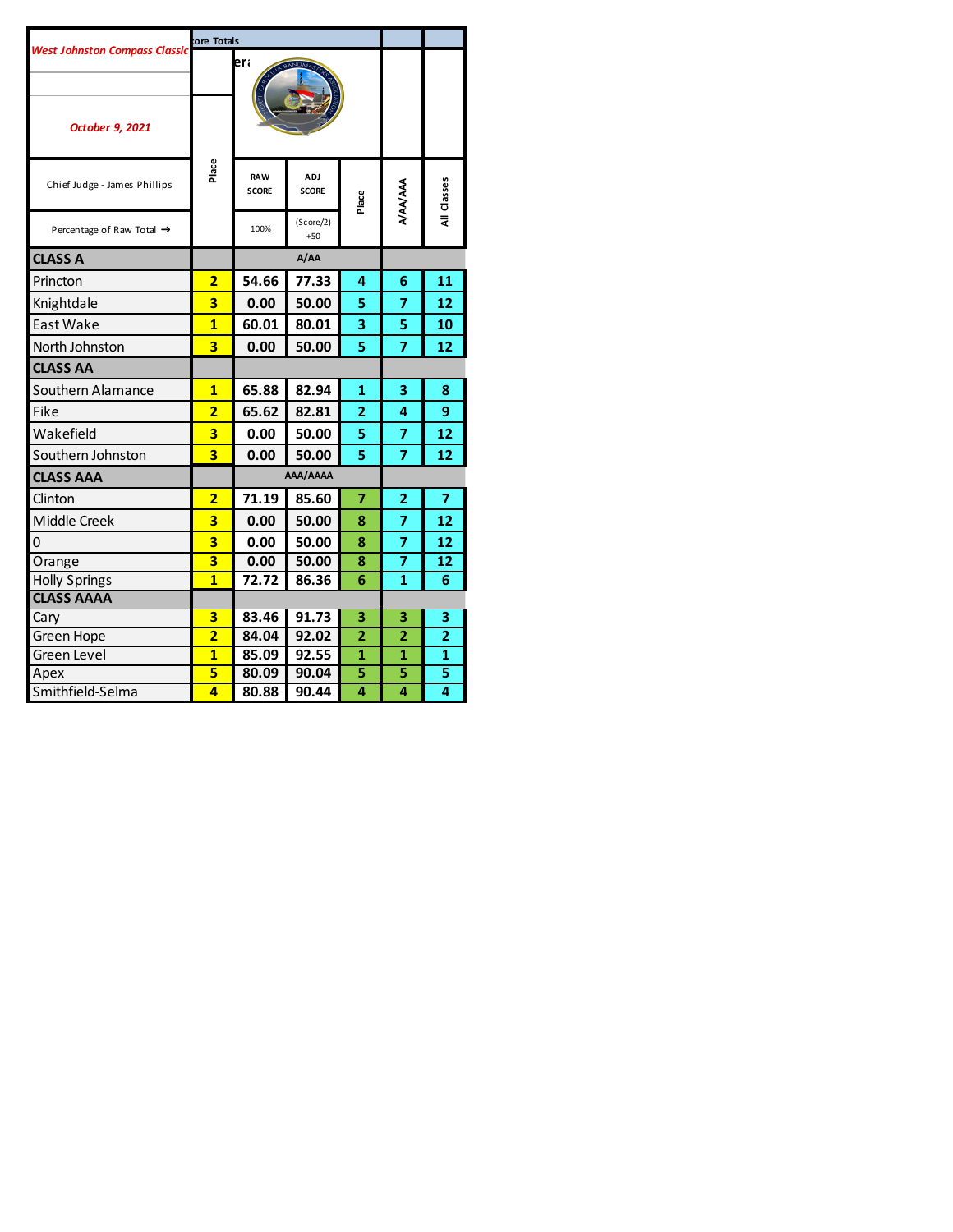| West Johnston Compass Classic | ore Totals | | | | | |
|---|---|---|---|---|---|---|
| | | er | | | | |
| October 9, 2021 | Place | | | | | |
| Chief Judge - James Phillips | | RAW SCORE | ADJ SCORE | Place | A/AA/AAA | All Classes |
| Percentage of Raw Total → | | 100% | (Score/2) +50 | | | |
| **CLASS A** | | A/AA | | | | |
| Princton | 2 | 54.66 | 77.33 | 4 | 6 | 11 |
| Knightdale | 3 | 0.00 | 50.00 | 5 | 7 | 12 |
| East Wake | 1 | 60.01 | 80.01 | 3 | 5 | 10 |
| North Johnston | 3 | 0.00 | 50.00 | 5 | 7 | 12 |
| **CLASS AA** | | | | | | |
| Southern Alamance | 1 | 65.88 | 82.94 | 1 | 3 | 8 |
| Fike | 2 | 65.62 | 82.81 | 2 | 4 | 9 |
| Wakefield | 3 | 0.00 | 50.00 | 5 | 7 | 12 |
| Southern Johnston | 3 | 0.00 | 50.00 | 5 | 7 | 12 |
| **CLASS AAA** | | AAA/AAAA | | | | |
| Clinton | 2 | 71.19 | 85.60 | 7 | 2 | 7 |
| Middle Creek | 3 | 0.00 | 50.00 | 8 | 7 | 12 |
| 0 | 3 | 0.00 | 50.00 | 8 | 7 | 12 |
| Orange | 3 | 0.00 | 50.00 | 8 | 7 | 12 |
| Holly Springs | 1 | 72.72 | 86.36 | 6 | 1 | 6 |
| **CLASS AAAA** | | | | | | |
| Cary | 3 | 83.46 | 91.73 | 3 | 3 | 3 |
| Green Hope | 2 | 84.04 | 92.02 | 2 | 2 | 2 |
| Green Level | 1 | 85.09 | 92.55 | 1 | 1 | 1 |
| Apex | 5 | 80.09 | 90.04 | 5 | 5 | 5 |
| Smithfield-Selma | 4 | 80.88 | 90.44 | 4 | 4 | 4 |